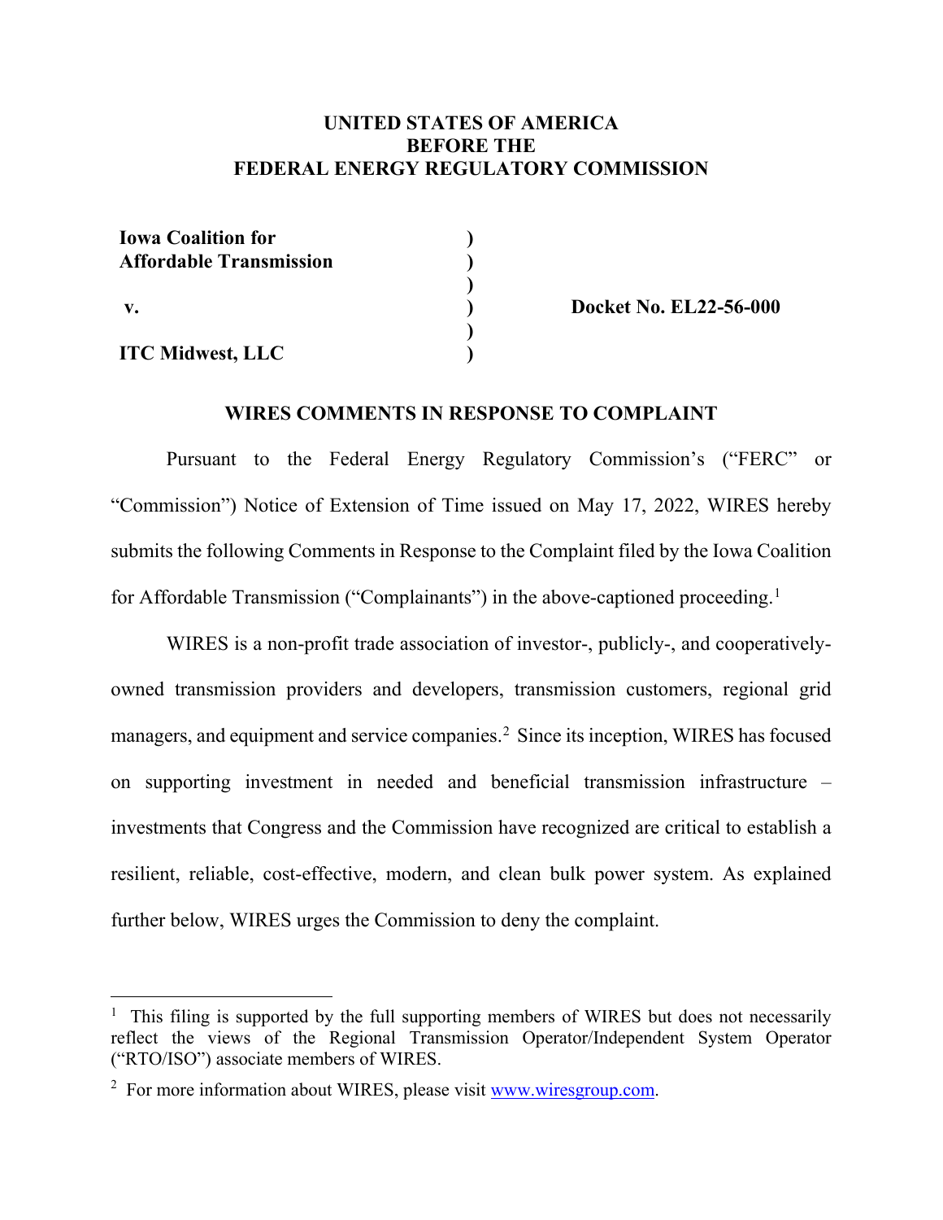**UNITED STATES OF AMERICA**
**BEFORE THE**
**FEDERAL ENERGY REGULATORY COMMISSION**

| | | |
|---|---|---|
| **Iowa Coalition for Affordable Transmission** | ) | |
| | ) | |
| **v.** | ) | **Docket No. EL22-56-000** |
| | ) | |
| **ITC Midwest, LLC** | ) | |

## WIRES COMMENTS IN RESPONSE TO COMPLAINT

Pursuant to the Federal Energy Regulatory Commission's ("FERC" or "Commission") Notice of Extension of Time issued on May 17, 2022, WIRES hereby submits the following Comments in Response to the Complaint filed by the Iowa Coalition for Affordable Transmission ("Complainants") in the above-captioned proceeding.[1]

WIRES is a non-profit trade association of investor-, publicly-, and cooperatively-owned transmission providers and developers, transmission customers, regional grid managers, and equipment and service companies.[2] Since its inception, WIRES has focused on supporting investment in needed and beneficial transmission infrastructure – investments that Congress and the Commission have recognized are critical to establish a resilient, reliable, cost-effective, modern, and clean bulk power system. As explained further below, WIRES urges the Commission to deny the complaint.

---

[1] This filing is supported by the full supporting members of WIRES but does not necessarily reflect the views of the Regional Transmission Operator/Independent System Operator ("RTO/ISO") associate members of WIRES.

[2] For more information about WIRES, please visit www.wiresgroup.com.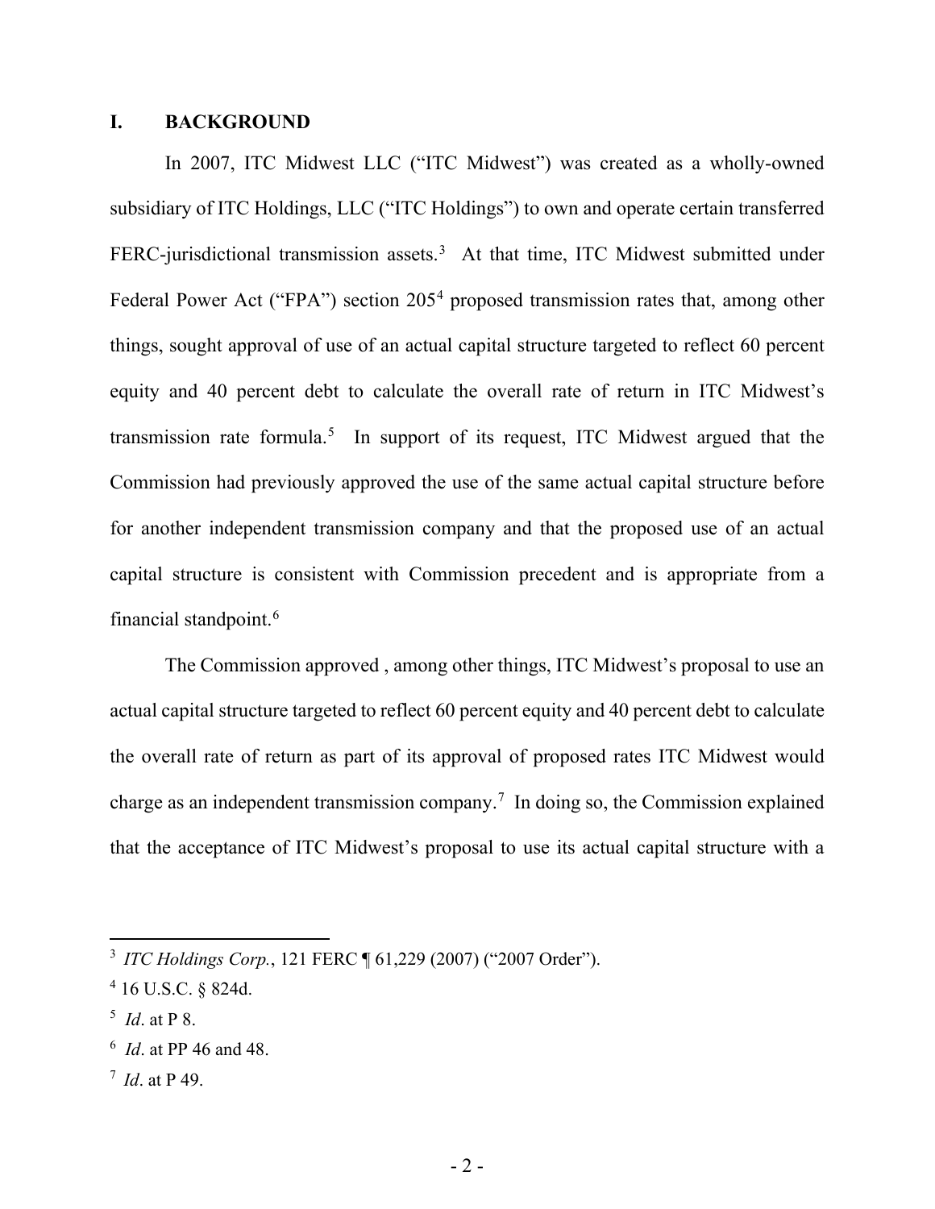## I. BACKGROUND

In 2007, ITC Midwest LLC ("ITC Midwest") was created as a wholly-owned subsidiary of ITC Holdings, LLC ("ITC Holdings") to own and operate certain transferred FERC-jurisdictional transmission assets.[3] At that time, ITC Midwest submitted under Federal Power Act ("FPA") section 205[4] proposed transmission rates that, among other things, sought approval of use of an actual capital structure targeted to reflect 60 percent equity and 40 percent debt to calculate the overall rate of return in ITC Midwest's transmission rate formula.[5] In support of its request, ITC Midwest argued that the Commission had previously approved the use of the same actual capital structure before for another independent transmission company and that the proposed use of an actual capital structure is consistent with Commission precedent and is appropriate from a financial standpoint.[6]

The Commission approved , among other things, ITC Midwest's proposal to use an actual capital structure targeted to reflect 60 percent equity and 40 percent debt to calculate the overall rate of return as part of its approval of proposed rates ITC Midwest would charge as an independent transmission company.[7] In doing so, the Commission explained that the acceptance of ITC Midwest's proposal to use its actual capital structure with a

---

[3] *ITC Holdings Corp.*, 121 FERC ¶ 61,229 (2007) ("2007 Order").

[4] 16 U.S.C. § 824d.

[5] *Id*. at P 8.

[6] *Id*. at PP 46 and 48.

[7] *Id*. at P 49.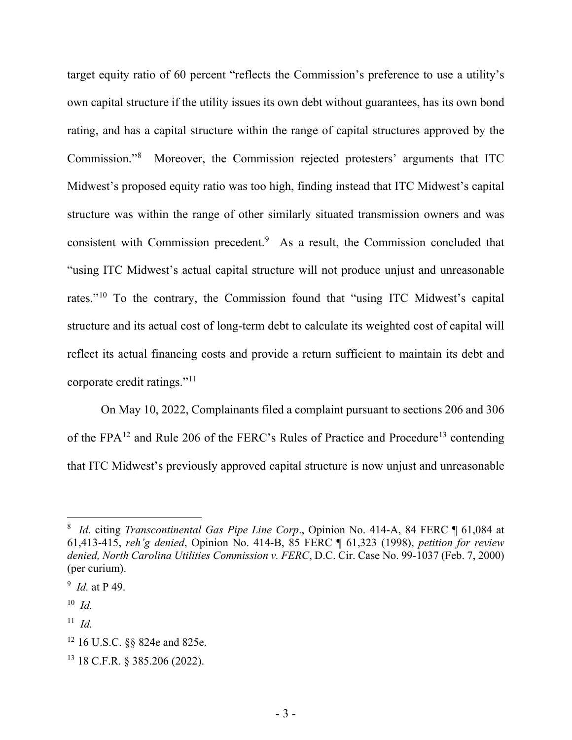target equity ratio of 60 percent "reflects the Commission's preference to use a utility's own capital structure if the utility issues its own debt without guarantees, has its own bond rating, and has a capital structure within the range of capital structures approved by the Commission."[8] Moreover, the Commission rejected protesters' arguments that ITC Midwest's proposed equity ratio was too high, finding instead that ITC Midwest's capital structure was within the range of other similarly situated transmission owners and was consistent with Commission precedent.[9] As a result, the Commission concluded that "using ITC Midwest's actual capital structure will not produce unjust and unreasonable rates."[10] To the contrary, the Commission found that "using ITC Midwest's capital structure and its actual cost of long-term debt to calculate its weighted cost of capital will reflect its actual financing costs and provide a return sufficient to maintain its debt and corporate credit ratings."[11]

On May 10, 2022, Complainants filed a complaint pursuant to sections 206 and 306 of the FPA[12] and Rule 206 of the FERC's Rules of Practice and Procedure[13] contending that ITC Midwest's previously approved capital structure is now unjust and unreasonable

---

[8] *Id*. citing *Transcontinental Gas Pipe Line Corp*., Opinion No. 414-A, 84 FERC ¶ 61,084 at 61,413-415, *reh'g denied*, Opinion No. 414-B, 85 FERC ¶ 61,323 (1998), *petition for review denied, North Carolina Utilities Commission v. FERC*, D.C. Cir. Case No. 99-1037 (Feb. 7, 2000) (per curium).

[9] *Id.* at P 49.

[10] *Id.*

[11] *Id.*

[12] 16 U.S.C. §§ 824e and 825e.

[13] 18 C.F.R. § 385.206 (2022).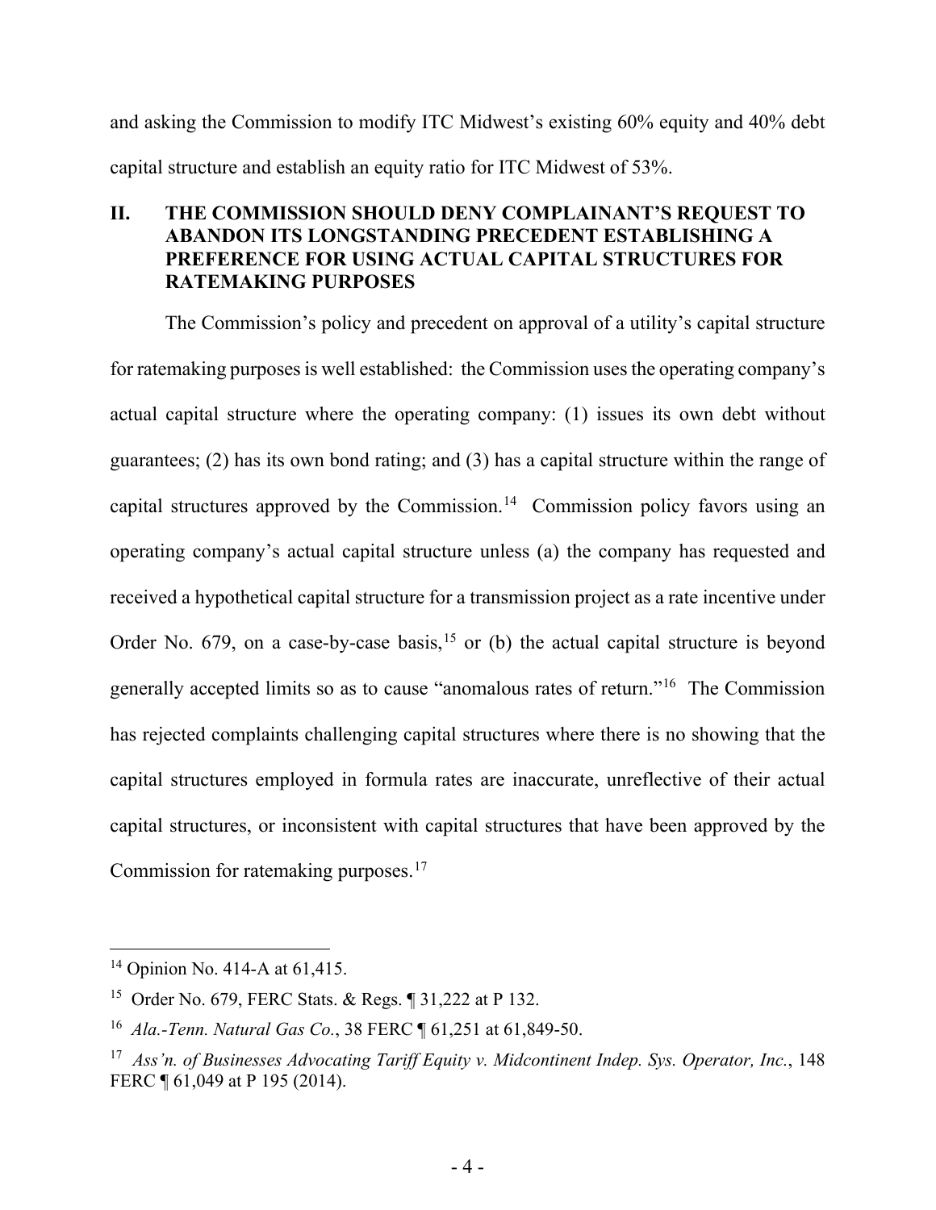and asking the Commission to modify ITC Midwest's existing 60% equity and 40% debt capital structure and establish an equity ratio for ITC Midwest of 53%.

## II. THE COMMISSION SHOULD DENY COMPLAINANT'S REQUEST TO ABANDON ITS LONGSTANDING PRECEDENT ESTABLISHING A PREFERENCE FOR USING ACTUAL CAPITAL STRUCTURES FOR RATEMAKING PURPOSES

The Commission's policy and precedent on approval of a utility's capital structure for ratemaking purposes is well established: the Commission uses the operating company's actual capital structure where the operating company: (1) issues its own debt without guarantees; (2) has its own bond rating; and (3) has a capital structure within the range of capital structures approved by the Commission.[14] Commission policy favors using an operating company's actual capital structure unless (a) the company has requested and received a hypothetical capital structure for a transmission project as a rate incentive under Order No. 679, on a case-by-case basis,[15] or (b) the actual capital structure is beyond generally accepted limits so as to cause "anomalous rates of return."[16] The Commission has rejected complaints challenging capital structures where there is no showing that the capital structures employed in formula rates are inaccurate, unreflective of their actual capital structures, or inconsistent with capital structures that have been approved by the Commission for ratemaking purposes.[17]

---

[14] Opinion No. 414-A at 61,415.

[15] Order No. 679, FERC Stats. & Regs. ¶ 31,222 at P 132.

[16] *Ala.-Tenn. Natural Gas Co.*, 38 FERC ¶ 61,251 at 61,849-50.

[17] *Ass'n. of Businesses Advocating Tariff Equity v. Midcontinent Indep. Sys. Operator, Inc.*, 148 FERC ¶ 61,049 at P 195 (2014).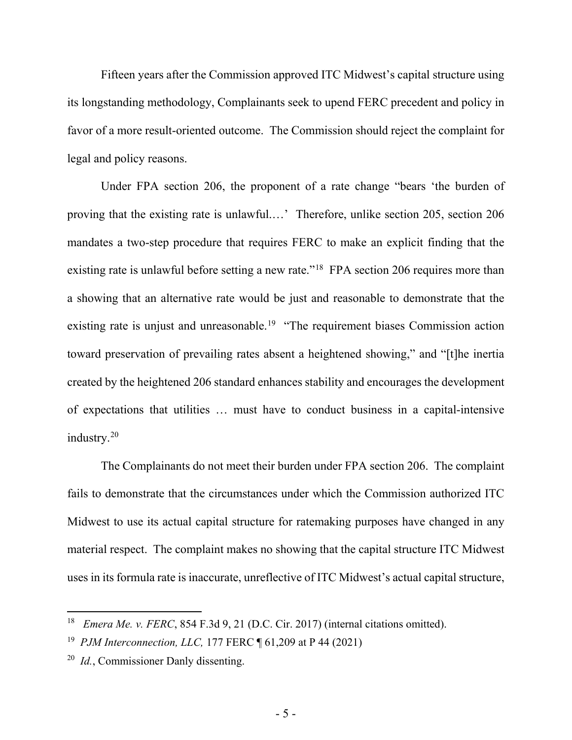Fifteen years after the Commission approved ITC Midwest's capital structure using its longstanding methodology, Complainants seek to upend FERC precedent and policy in favor of a more result-oriented outcome. The Commission should reject the complaint for legal and policy reasons.

Under FPA section 206, the proponent of a rate change "bears 'the burden of proving that the existing rate is unlawful.…' Therefore, unlike section 205, section 206 mandates a two-step procedure that requires FERC to make an explicit finding that the existing rate is unlawful before setting a new rate."[18] FPA section 206 requires more than a showing that an alternative rate would be just and reasonable to demonstrate that the existing rate is unjust and unreasonable.[19] "The requirement biases Commission action toward preservation of prevailing rates absent a heightened showing," and "[t]he inertia created by the heightened 206 standard enhances stability and encourages the development of expectations that utilities … must have to conduct business in a capital-intensive industry.[20]

The Complainants do not meet their burden under FPA section 206. The complaint fails to demonstrate that the circumstances under which the Commission authorized ITC Midwest to use its actual capital structure for ratemaking purposes have changed in any material respect. The complaint makes no showing that the capital structure ITC Midwest uses in its formula rate is inaccurate, unreflective of ITC Midwest's actual capital structure,

---

[18] *Emera Me. v. FERC*, 854 F.3d 9, 21 (D.C. Cir. 2017) (internal citations omitted).

[19] *PJM Interconnection, LLC,* 177 FERC ¶ 61,209 at P 44 (2021)

[20] *Id.*, Commissioner Danly dissenting.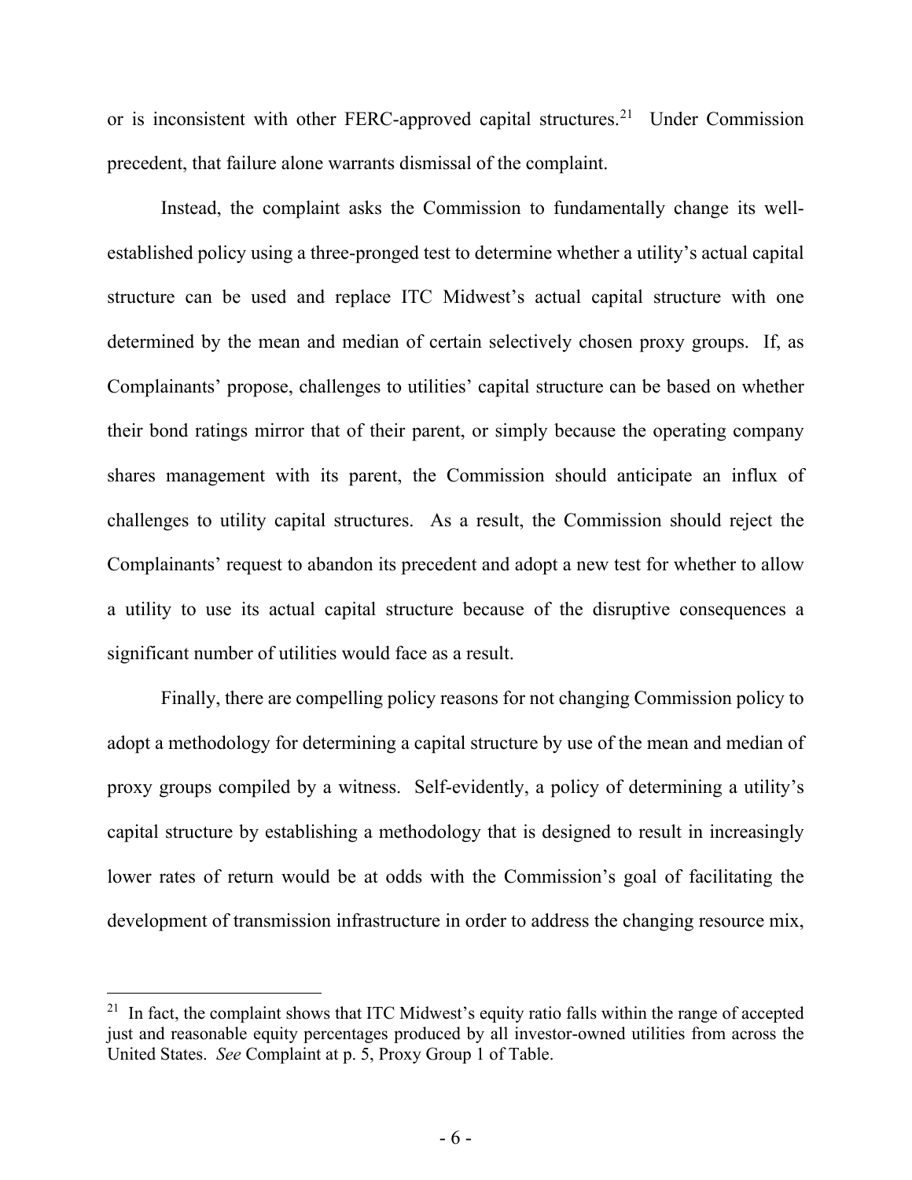or is inconsistent with other FERC-approved capital structures.[21] Under Commission precedent, that failure alone warrants dismissal of the complaint.

Instead, the complaint asks the Commission to fundamentally change its well-established policy using a three-pronged test to determine whether a utility's actual capital structure can be used and replace ITC Midwest's actual capital structure with one determined by the mean and median of certain selectively chosen proxy groups. If, as Complainants' propose, challenges to utilities' capital structure can be based on whether their bond ratings mirror that of their parent, or simply because the operating company shares management with its parent, the Commission should anticipate an influx of challenges to utility capital structures. As a result, the Commission should reject the Complainants' request to abandon its precedent and adopt a new test for whether to allow a utility to use its actual capital structure because of the disruptive consequences a significant number of utilities would face as a result.

Finally, there are compelling policy reasons for not changing Commission policy to adopt a methodology for determining a capital structure by use of the mean and median of proxy groups compiled by a witness. Self-evidently, a policy of determining a utility's capital structure by establishing a methodology that is designed to result in increasingly lower rates of return would be at odds with the Commission's goal of facilitating the development of transmission infrastructure in order to address the changing resource mix,

---

[21] In fact, the complaint shows that ITC Midwest's equity ratio falls within the range of accepted just and reasonable equity percentages produced by all investor-owned utilities from across the United States. *See* Complaint at p. 5, Proxy Group 1 of Table.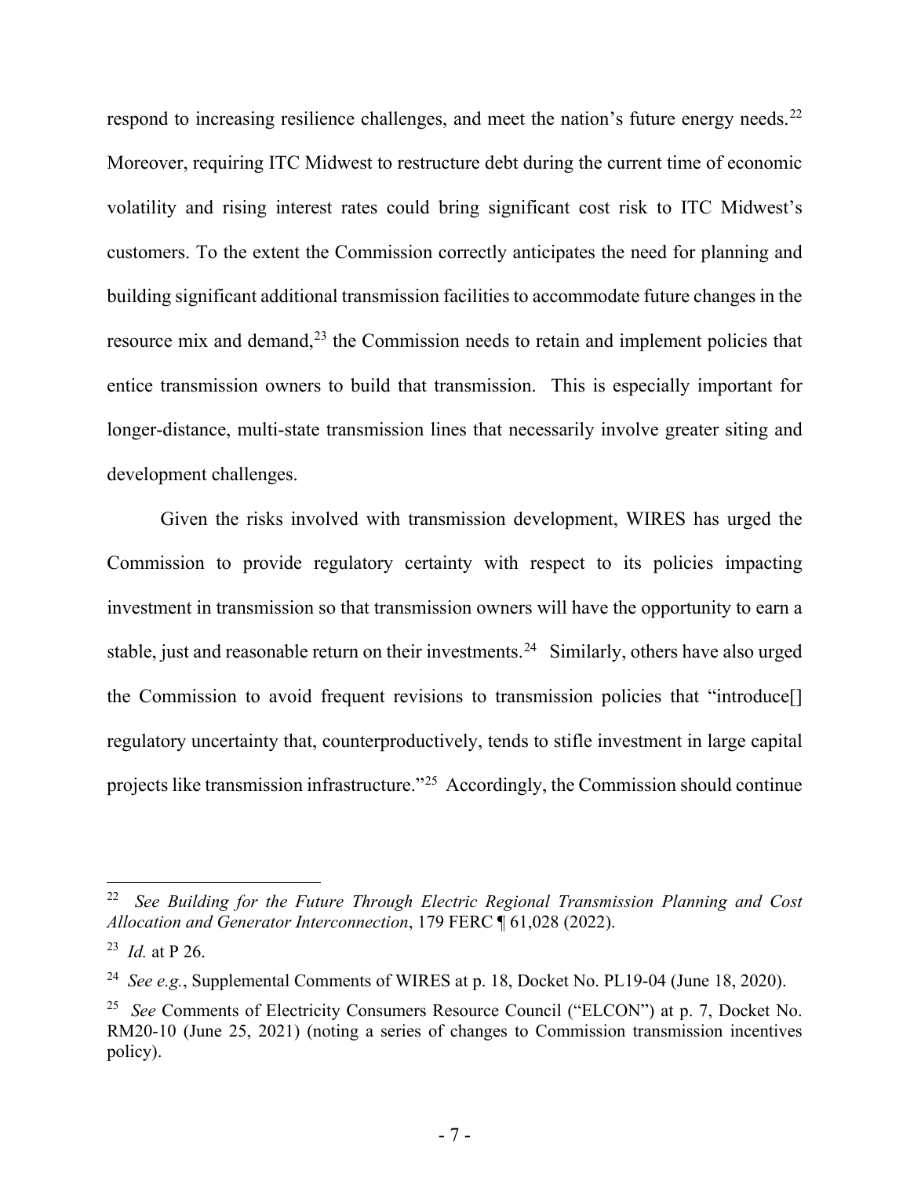respond to increasing resilience challenges, and meet the nation's future energy needs.[22] Moreover, requiring ITC Midwest to restructure debt during the current time of economic volatility and rising interest rates could bring significant cost risk to ITC Midwest's customers. To the extent the Commission correctly anticipates the need for planning and building significant additional transmission facilities to accommodate future changes in the resource mix and demand,[23] the Commission needs to retain and implement policies that entice transmission owners to build that transmission. This is especially important for longer-distance, multi-state transmission lines that necessarily involve greater siting and development challenges.

Given the risks involved with transmission development, WIRES has urged the Commission to provide regulatory certainty with respect to its policies impacting investment in transmission so that transmission owners will have the opportunity to earn a stable, just and reasonable return on their investments.[24] Similarly, others have also urged the Commission to avoid frequent revisions to transmission policies that "introduce[] regulatory uncertainty that, counterproductively, tends to stifle investment in large capital projects like transmission infrastructure."[25] Accordingly, the Commission should continue

---

[22] *See Building for the Future Through Electric Regional Transmission Planning and Cost Allocation and Generator Interconnection*, 179 FERC ¶ 61,028 (2022).

[23] *Id.* at P 26.

[24] *See e.g.*, Supplemental Comments of WIRES at p. 18, Docket No. PL19-04 (June 18, 2020).

[25] *See* Comments of Electricity Consumers Resource Council ("ELCON") at p. 7, Docket No. RM20-10 (June 25, 2021) (noting a series of changes to Commission transmission incentives policy).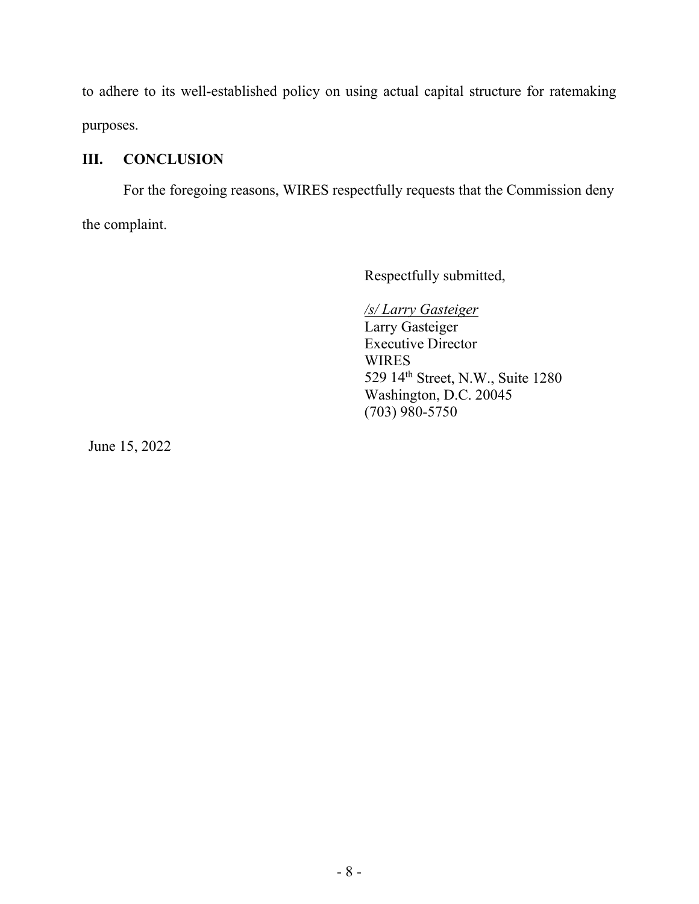to adhere to its well-established policy on using actual capital structure for ratemaking purposes.

## III. CONCLUSION

For the foregoing reasons, WIRES respectfully requests that the Commission deny the complaint.

Respectfully submitted,

*/s/ Larry Gasteiger*
Larry Gasteiger
Executive Director
WIRES
529 14th Street, N.W., Suite 1280
Washington, D.C. 20045
(703) 980-5750

June 15, 2022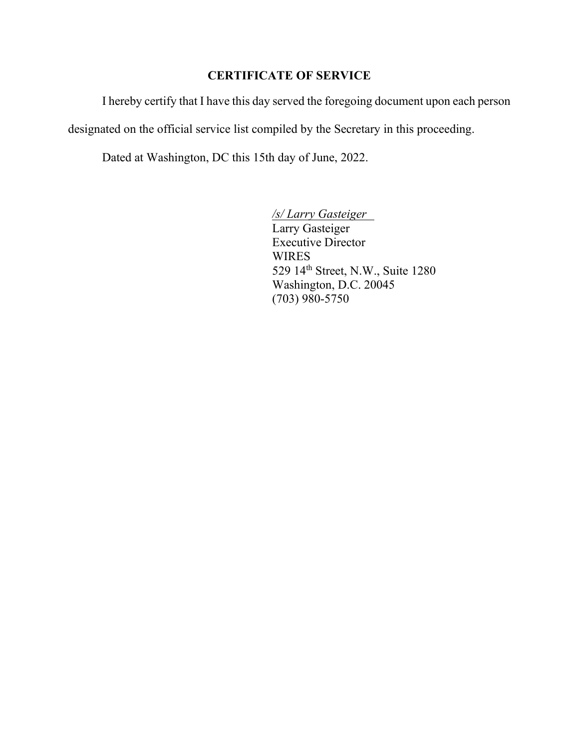## CERTIFICATE OF SERVICE

I hereby certify that I have this day served the foregoing document upon each person designated on the official service list compiled by the Secretary in this proceeding.

Dated at Washington, DC this 15th day of June, 2022.

*/s/ Larry Gasteiger*  
Larry Gasteiger  
Executive Director  
WIRES  
529 14th Street, N.W., Suite 1280  
Washington, D.C. 20045  
(703) 980-5750